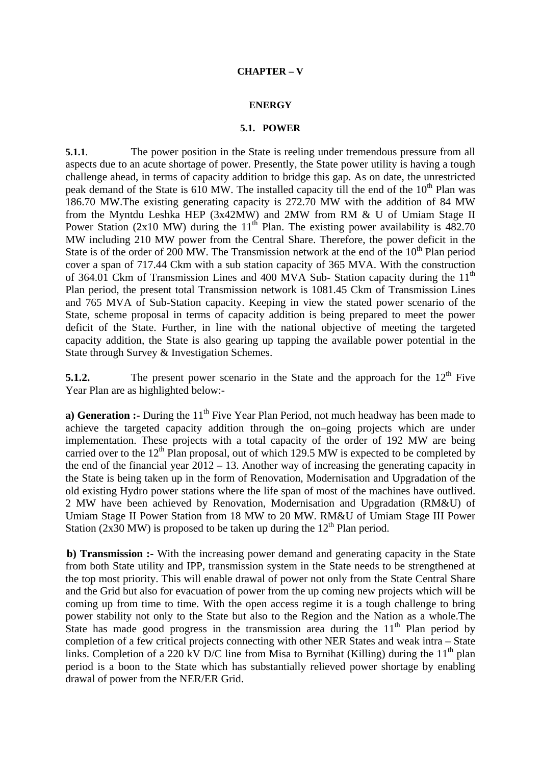# CHAPTER – V

## ENERGY

### 5.1. POWER

**5.1.1**. The power position in the State is reeling under tremendous pressure from all aspects due to an acute shortage of power. Presently, the State power utility is having a tough challenge ahead, in terms of capacity addition to bridge this gap. As on date, the unrestricted peak demand of the State is 610 MW. The installed capacity till the end of the 10th Plan was 186.70 MW.The existing generating capacity is 272.70 MW with the addition of 84 MW from the Myntdu Leshka HEP (3x42MW) and 2MW from RM & U of Umiam Stage II Power Station (2x10 MW) during the 11th Plan. The existing power availability is 482.70 MW including 210 MW power from the Central Share. Therefore, the power deficit in the State is of the order of 200 MW. The Transmission network at the end of the 10th Plan period cover a span of 717.44 Ckm with a sub station capacity of 365 MVA. With the construction of 364.01 Ckm of Transmission Lines and 400 MVA Sub- Station capacity during the 11th Plan period, the present total Transmission network is 1081.45 Ckm of Transmission Lines and 765 MVA of Sub-Station capacity. Keeping in view the stated power scenario of the State, scheme proposal in terms of capacity addition is being prepared to meet the power deficit of the State. Further, in line with the national objective of meeting the targeted capacity addition, the State is also gearing up tapping the available power potential in the State through Survey & Investigation Schemes.

**5.1.2.** The present power scenario in the State and the approach for the 12th Five Year Plan are as highlighted below:-

**a) Generation :-** During the 11th Five Year Plan Period, not much headway has been made to achieve the targeted capacity addition through the on–going projects which are under implementation. These projects with a total capacity of the order of 192 MW are being carried over to the 12th Plan proposal, out of which 129.5 MW is expected to be completed by the end of the financial year 2012 – 13. Another way of increasing the generating capacity in the State is being taken up in the form of Renovation, Modernisation and Upgradation of the old existing Hydro power stations where the life span of most of the machines have outlived. 2 MW have been achieved by Renovation, Modernisation and Upgradation (RM&U) of Umiam Stage II Power Station from 18 MW to 20 MW. RM&U of Umiam Stage III Power Station (2x30 MW) is proposed to be taken up during the 12th Plan period.

**b) Transmission :-** With the increasing power demand and generating capacity in the State from both State utility and IPP, transmission system in the State needs to be strengthened at the top most priority. This will enable drawal of power not only from the State Central Share and the Grid but also for evacuation of power from the up coming new projects which will be coming up from time to time. With the open access regime it is a tough challenge to bring power stability not only to the State but also to the Region and the Nation as a whole.The State has made good progress in the transmission area during the 11th Plan period by completion of a few critical projects connecting with other NER States and weak intra – State links. Completion of a 220 kV D/C line from Misa to Byrnihat (Killing) during the 11th plan period is a boon to the State which has substantially relieved power shortage by enabling drawal of power from the NER/ER Grid.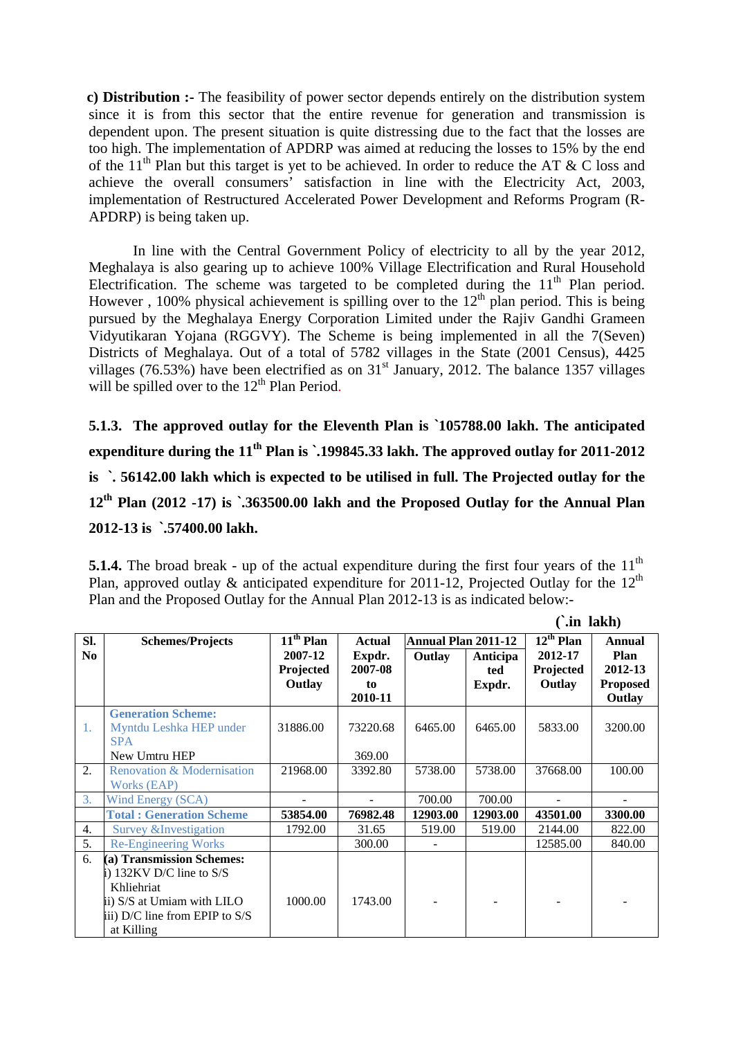**c) Distribution :-** The feasibility of power sector depends entirely on the distribution system since it is from this sector that the entire revenue for generation and transmission is dependent upon. The present situation is quite distressing due to the fact that the losses are too high. The implementation of APDRP was aimed at reducing the losses to 15% by the end of the 11th Plan but this target is yet to be achieved. In order to reduce the AT & C loss and achieve the overall consumers' satisfaction in line with the Electricity Act, 2003, implementation of Restructured Accelerated Power Development and Reforms Program (R-APDRP) is being taken up.

In line with the Central Government Policy of electricity to all by the year 2012, Meghalaya is also gearing up to achieve 100% Village Electrification and Rural Household Electrification. The scheme was targeted to be completed during the 11th Plan period. However , 100% physical achievement is spilling over to the 12th plan period. This is being pursued by the Meghalaya Energy Corporation Limited under the Rajiv Gandhi Grameen Vidyutikaran Yojana (RGGVY). The Scheme is being implemented in all the 7(Seven) Districts of Meghalaya. Out of a total of 5782 villages in the State (2001 Census), 4425 villages (76.53%) have been electrified as on 31st January, 2012. The balance 1357 villages will be spilled over to the 12th Plan Period.

**5.1.3. The approved outlay for the Eleventh Plan is `105788.00 lakh. The anticipated expenditure during the 11th Plan is `.199845.33 lakh. The approved outlay for 2011-2012 is `. 56142.00 lakh which is expected to be utilised in full. The Projected outlay for the 12th Plan (2012 -17) is `.363500.00 lakh and the Proposed Outlay for the Annual Plan 2012-13 is `.57400.00 lakh.**

**5.1.4.** The broad break - up of the actual expenditure during the first four years of the 11th Plan, approved outlay & anticipated expenditure for 2011-12, Projected Outlay for the 12th Plan and the Proposed Outlay for the Annual Plan 2012-13 is as indicated below:-

**(`.in lakh)**

| Sl. No | Schemes/Projects | 11th Plan 2007-12 Projected Outlay | Actual Expdr. 2007-08 to 2010-11 | Annual Plan 2011-12 | | 12th Plan 2012-17 Projected Outlay | Annual Plan 2012-13 Proposed Outlay |
|---|---|---|---|---|---|---|---|
| | | | | Outlay | Anticipated Expdr. | | |
| 1. | Generation Scheme: Myntdu Leshka HEP under SPA<br>New Umtru HEP | 31886.00 | 73220.68<br>369.00 | 6465.00 | 6465.00 | 5833.00 | 3200.00 |
| 2. | Renovation & Modernisation Works (EAP) | 21968.00 | 3392.80 | 5738.00 | 5738.00 | 37668.00 | 100.00 |
| 3. | Wind Energy (SCA) | - | - | 700.00 | 700.00 | - | - |
| | **Total : Generation Scheme** | **53854.00** | **76982.48** | **12903.00** | **12903.00** | **43501.00** | **3300.00** |
| 4. | Survey &Investigation | 1792.00 | 31.65 | 519.00 | 519.00 | 2144.00 | 822.00 |
| 5. | Re-Engineering Works | | 300.00 | - | | 12585.00 | 840.00 |
| 6. | **(a) Transmission Schemes:**<br>i) 132KV D/C line to S/S Khliehriat<br>ii) S/S at Umiam with LILO<br>iii) D/C line from EPIP to S/S at Killing | 1000.00 | 1743.00 | - | - | - | - |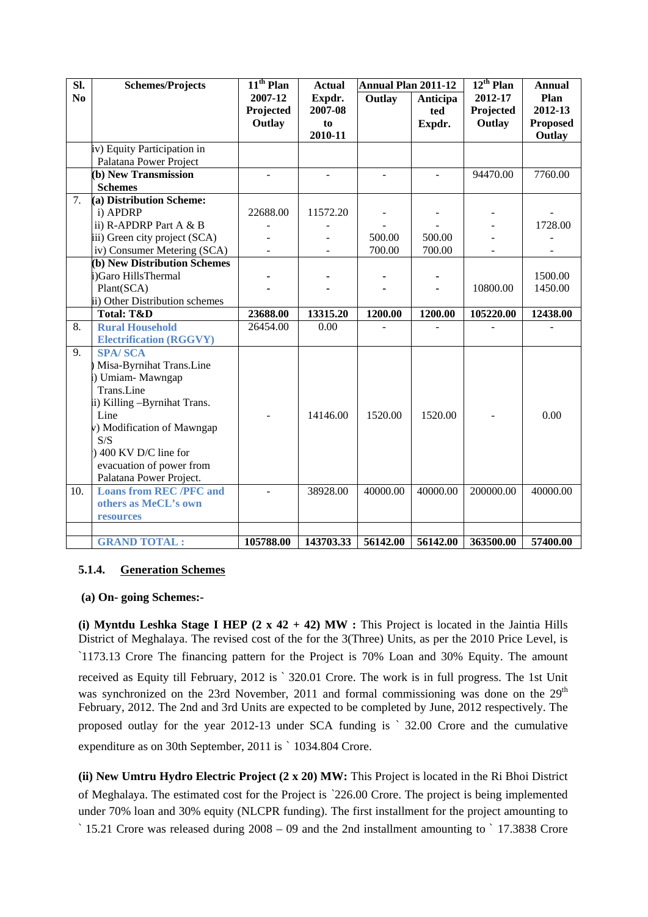| Sl. No | Schemes/Projects | 11th Plan 2007-12 Projected Outlay | Actual Expdr. 2007-08 to 2010-11 | Annual Plan 2011-12 | | 12th Plan 2012-17 Projected Outlay | Annual Plan 2012-13 Proposed Outlay |
|---|---|---|---|---|---|---|---|
| | | | | Outlay | Anticipated Expdr. | | |
| | iv) Equity Participation in Palatana Power Project | | | | | | |
| | **(b) New Transmission Schemes** | - | - | - | - | 94470.00 | 7760.00 |
| 7. | **(a) Distribution Scheme:** | | | | | | |
| | i) APDRP | 22688.00 | 11572.20 | - | - | - | - |
| | ii) R-APDRP Part A & B | - | - | - | - | - | 1728.00 |
| | iii) Green city project (SCA) | - | - | 500.00 | 500.00 | - | - |
| | iv) Consumer Metering (SCA) | - | - | 700.00 | 700.00 | - | - |
| | **(b) New Distribution Schemes** | | | | | | |
| | i)Garo HillsThermal Plant(SCA) | - | - | - | - | | 1500.00 |
| | ii) Other Distribution schemes | - | - | - | - | 10800.00 | 1450.00 |
| | **Total: T&D** | **23688.00** | **13315.20** | **1200.00** | **1200.00** | **105220.00** | **12438.00** |
| 8. | **Rural Household Electrification (RGGVY)** | 26454.00 | 0.00 | - | - | - | - |
| 9. | **SPA/ SCA**<br>) Misa-Byrnihat Trans.Line<br>i) Umiam- Mawngap Trans.Line<br>ii) Killing –Byrnihat Trans. Line<br>v) Modification of Mawngap S/S<br>) 400 KV D/C line for evacuation of power from Palatana Power Project. | - | 14146.00 | 1520.00 | 1520.00 | - | 0.00 |
| 10. | **Loans from REC /PFC and others as MeCL's own resources** | - | 38928.00 | 40000.00 | 40000.00 | 200000.00 | 40000.00 |
| | | | | | | | |
| | **GRAND TOTAL :** | **105788.00** | **143703.33** | **56142.00** | **56142.00** | **363500.00** | **57400.00** |

### 5.1.4. Generation Schemes

**(a) On- going Schemes:-**

**(i) Myntdu Leshka Stage I HEP (2 x 42 + 42) MW :** This Project is located in the Jaintia Hills District of Meghalaya. The revised cost of the for the 3(Three) Units, as per the 2010 Price Level, is `1173.13 Crore The financing pattern for the Project is 70% Loan and 30% Equity. The amount received as Equity till February, 2012 is ` 320.01 Crore. The work is in full progress. The 1st Unit was synchronized on the 23rd November, 2011 and formal commissioning was done on the 29th February, 2012. The 2nd and 3rd Units are expected to be completed by June, 2012 respectively. The proposed outlay for the year 2012-13 under SCA funding is ` 32.00 Crore and the cumulative expenditure as on 30th September, 2011 is ` 1034.804 Crore.

**(ii) New Umtru Hydro Electric Project (2 x 20) MW:** This Project is located in the Ri Bhoi District of Meghalaya. The estimated cost for the Project is `226.00 Crore. The project is being implemented under 70% loan and 30% equity (NLCPR funding). The first installment for the project amounting to ` 15.21 Crore was released during 2008 – 09 and the 2nd installment amounting to ` 17.3838 Crore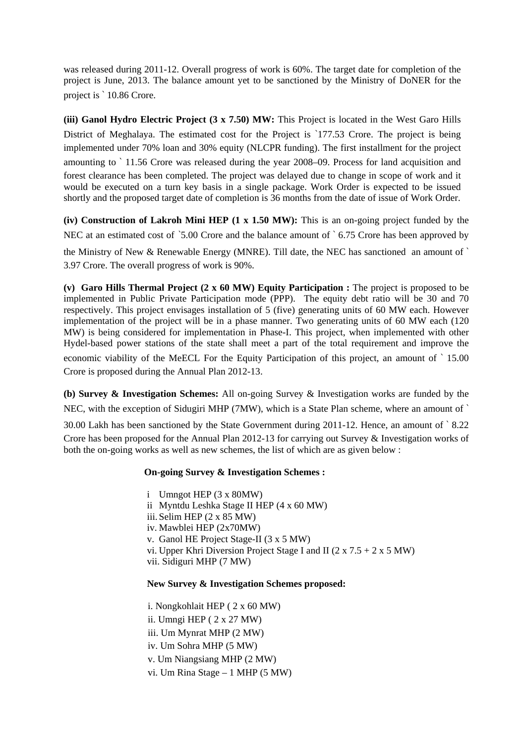was released during 2011-12. Overall progress of work is 60%. The target date for completion of the project is June, 2013. The balance amount yet to be sanctioned by the Ministry of DoNER for the project is ` 10.86 Crore.

**(iii) Ganol Hydro Electric Project (3 x 7.50) MW:** This Project is located in the West Garo Hills District of Meghalaya. The estimated cost for the Project is `177.53 Crore. The project is being implemented under 70% loan and 30% equity (NLCPR funding). The first installment for the project amounting to ` 11.56 Crore was released during the year 2008–09. Process for land acquisition and forest clearance has been completed. The project was delayed due to change in scope of work and it would be executed on a turn key basis in a single package. Work Order is expected to be issued shortly and the proposed target date of completion is 36 months from the date of issue of Work Order.

**(iv) Construction of Lakroh Mini HEP (1 x 1.50 MW):** This is an on-going project funded by the NEC at an estimated cost of `5.00 Crore and the balance amount of ` 6.75 Crore has been approved by the Ministry of New & Renewable Energy (MNRE). Till date, the NEC has sanctioned an amount of ` 3.97 Crore. The overall progress of work is 90%.

**(v) Garo Hills Thermal Project (2 x 60 MW) Equity Participation :** The project is proposed to be implemented in Public Private Participation mode (PPP). The equity debt ratio will be 30 and 70 respectively. This project envisages installation of 5 (five) generating units of 60 MW each. However implementation of the project will be in a phase manner. Two generating units of 60 MW each (120 MW) is being considered for implementation in Phase-I. This project, when implemented with other Hydel-based power stations of the state shall meet a part of the total requirement and improve the economic viability of the MeECL For the Equity Participation of this project, an amount of ` 15.00 Crore is proposed during the Annual Plan 2012-13.

**(b) Survey & Investigation Schemes:** All on-going Survey & Investigation works are funded by the NEC, with the exception of Sidugiri MHP (7MW), which is a State Plan scheme, where an amount of ` 30.00 Lakh has been sanctioned by the State Government during 2011-12. Hence, an amount of ` 8.22 Crore has been proposed for the Annual Plan 2012-13 for carrying out Survey & Investigation works of both the on-going works as well as new schemes, the list of which are as given below :

**On-going Survey & Investigation Schemes :**

i Umngot HEP (3 x 80MW)
ii Myntdu Leshka Stage II HEP (4 x 60 MW)
iii. Selim HEP (2 x 85 MW)
iv. Mawblei HEP (2x70MW)
v. Ganol HE Project Stage-II (3 x 5 MW)
vi. Upper Khri Diversion Project Stage I and II (2 x 7.5 + 2 x 5 MW)
vii. Sidiguri MHP (7 MW)

**New Survey & Investigation Schemes proposed:**

i. Nongkohlait HEP ( 2 x 60 MW)
ii. Umngi HEP ( 2 x 27 MW)
iii. Um Mynrat MHP (2 MW)
iv. Um Sohra MHP (5 MW)
v. Um Niangsiang MHP (2 MW)
vi. Um Rina Stage – 1 MHP (5 MW)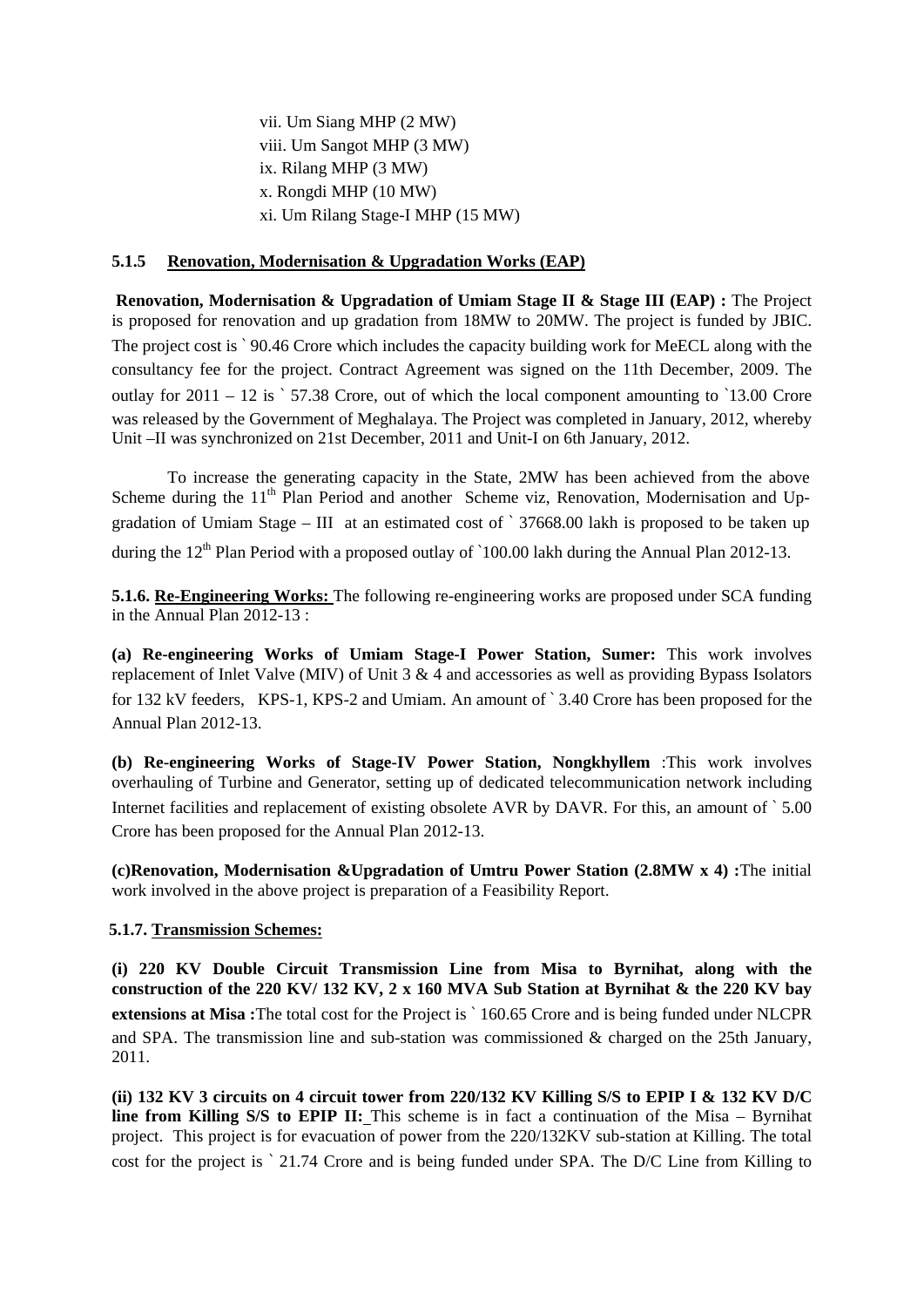vii. Um Siang MHP (2 MW)
viii. Um Sangot MHP (3 MW)
ix. Rilang MHP (3 MW)
x. Rongdi MHP (10 MW)
xi. Um Rilang Stage-I MHP (15 MW)

### 5.1.5 Renovation, Modernisation & Upgradation Works (EAP)

**Renovation, Modernisation & Upgradation of Umiam Stage II & Stage III (EAP) :** The Project is proposed for renovation and up gradation from 18MW to 20MW. The project is funded by JBIC. The project cost is ` 90.46 Crore which includes the capacity building work for MeECL along with the consultancy fee for the project. Contract Agreement was signed on the 11th December, 2009. The outlay for 2011 – 12 is ` 57.38 Crore, out of which the local component amounting to `13.00 Crore was released by the Government of Meghalaya. The Project was completed in January, 2012, whereby Unit –II was synchronized on 21st December, 2011 and Unit-I on 6th January, 2012.

To increase the generating capacity in the State, 2MW has been achieved from the above Scheme during the 11th Plan Period and another Scheme viz, Renovation, Modernisation and Up-gradation of Umiam Stage – III at an estimated cost of ` 37668.00 lakh is proposed to be taken up during the 12th Plan Period with a proposed outlay of `100.00 lakh during the Annual Plan 2012-13.

**5.1.6. Re-Engineering Works:** The following re-engineering works are proposed under SCA funding in the Annual Plan 2012-13 :

**(a) Re-engineering Works of Umiam Stage-I Power Station, Sumer:** This work involves replacement of Inlet Valve (MIV) of Unit 3 & 4 and accessories as well as providing Bypass Isolators for 132 kV feeders, KPS-1, KPS-2 and Umiam. An amount of ` 3.40 Crore has been proposed for the Annual Plan 2012-13.

**(b) Re-engineering Works of Stage-IV Power Station, Nongkhyllem** :This work involves overhauling of Turbine and Generator, setting up of dedicated telecommunication network including Internet facilities and replacement of existing obsolete AVR by DAVR. For this, an amount of ` 5.00 Crore has been proposed for the Annual Plan 2012-13.

**(c)Renovation, Modernisation &Upgradation of Umtru Power Station (2.8MW x 4) :**The initial work involved in the above project is preparation of a Feasibility Report.

**5.1.7. Transmission Schemes:**

**(i) 220 KV Double Circuit Transmission Line from Misa to Byrnihat, along with the construction of the 220 KV/ 132 KV, 2 x 160 MVA Sub Station at Byrnihat & the 220 KV bay extensions at Misa :**The total cost for the Project is ` 160.65 Crore and is being funded under NLCPR and SPA. The transmission line and sub-station was commissioned & charged on the 25th January, 2011.

**(ii) 132 KV 3 circuits on 4 circuit tower from 220/132 KV Killing S/S to EPIP I & 132 KV D/C line from Killing S/S to EPIP II:** This scheme is in fact a continuation of the Misa – Byrnihat project. This project is for evacuation of power from the 220/132KV sub-station at Killing. The total cost for the project is ` 21.74 Crore and is being funded under SPA. The D/C Line from Killing to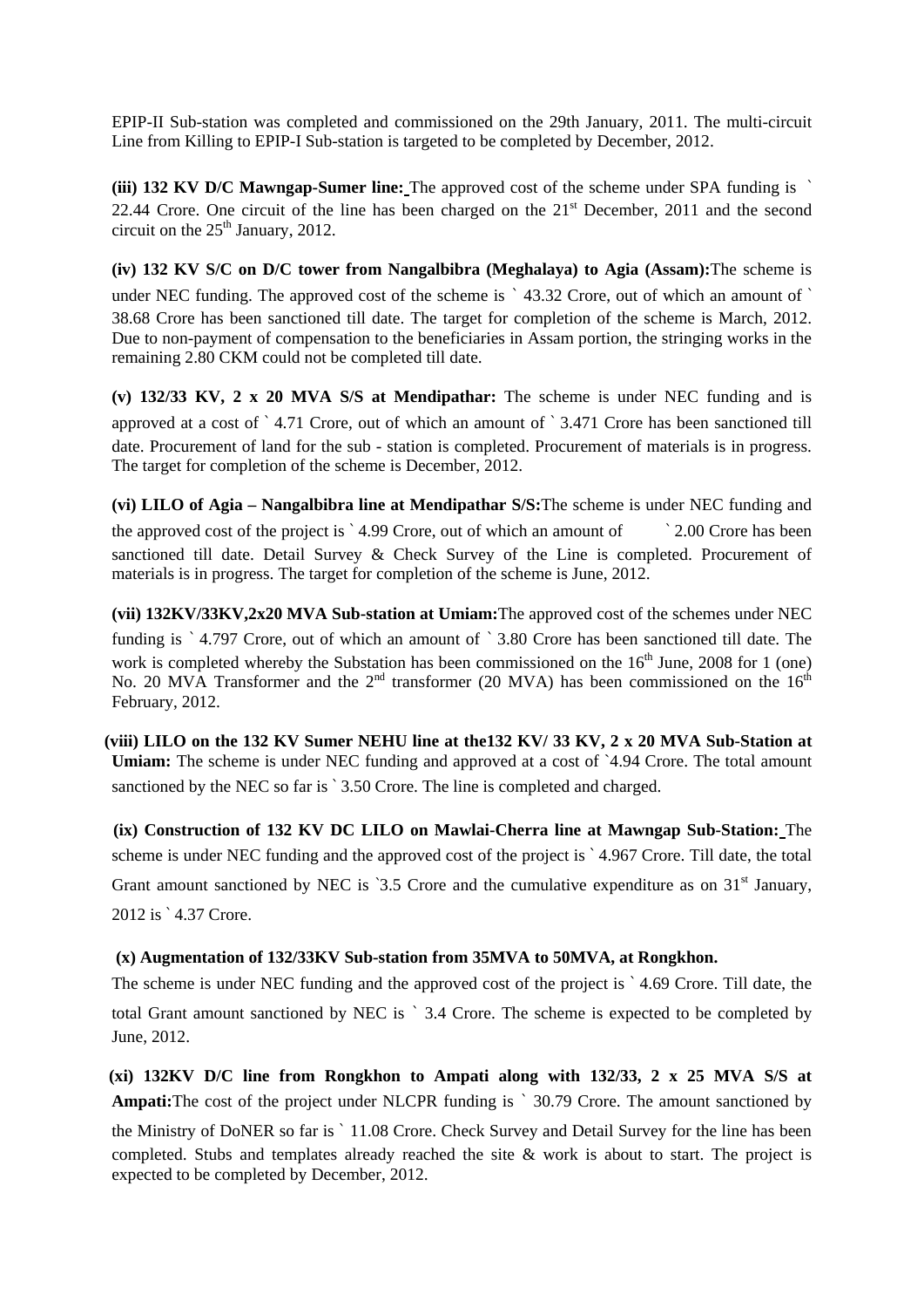EPIP-II Sub-station was completed and commissioned on the 29th January, 2011. The multi-circuit Line from Killing to EPIP-I Sub-station is targeted to be completed by December, 2012.

**(iii) 132 KV D/C Mawngap-Sumer line:** The approved cost of the scheme under SPA funding is ` 22.44 Crore. One circuit of the line has been charged on the 21st December, 2011 and the second circuit on the 25th January, 2012.

**(iv) 132 KV S/C on D/C tower from Nangalbibra (Meghalaya) to Agia (Assam):** The scheme is under NEC funding. The approved cost of the scheme is ` 43.32 Crore, out of which an amount of ` 38.68 Crore has been sanctioned till date. The target for completion of the scheme is March, 2012. Due to non-payment of compensation to the beneficiaries in Assam portion, the stringing works in the remaining 2.80 CKM could not be completed till date.

**(v) 132/33 KV, 2 x 20 MVA S/S at Mendipathar:** The scheme is under NEC funding and is approved at a cost of ` 4.71 Crore, out of which an amount of ` 3.471 Crore has been sanctioned till date. Procurement of land for the sub - station is completed. Procurement of materials is in progress. The target for completion of the scheme is December, 2012.

**(vi) LILO of Agia – Nangalbibra line at Mendipathar S/S:** The scheme is under NEC funding and the approved cost of the project is ` 4.99 Crore, out of which an amount of ` 2.00 Crore has been sanctioned till date. Detail Survey & Check Survey of the Line is completed. Procurement of materials is in progress. The target for completion of the scheme is June, 2012.

**(vii) 132KV/33KV,2x20 MVA Sub-station at Umiam:** The approved cost of the schemes under NEC funding is ` 4.797 Crore, out of which an amount of ` 3.80 Crore has been sanctioned till date. The work is completed whereby the Substation has been commissioned on the 16th June, 2008 for 1 (one) No. 20 MVA Transformer and the 2nd transformer (20 MVA) has been commissioned on the 16th February, 2012.

**(viii) LILO on the 132 KV Sumer NEHU line at the132 KV/ 33 KV, 2 x 20 MVA Sub-Station at Umiam:** The scheme is under NEC funding and approved at a cost of `4.94 Crore. The total amount sanctioned by the NEC so far is ` 3.50 Crore. The line is completed and charged.

**(ix) Construction of 132 KV DC LILO on Mawlai-Cherra line at Mawngap Sub-Station:** The scheme is under NEC funding and the approved cost of the project is ` 4.967 Crore. Till date, the total Grant amount sanctioned by NEC is `3.5 Crore and the cumulative expenditure as on 31st January, 2012 is ` 4.37 Crore.

**(x) Augmentation of 132/33KV Sub-station from 35MVA to 50MVA, at Rongkhon.**

The scheme is under NEC funding and the approved cost of the project is ` 4.69 Crore. Till date, the total Grant amount sanctioned by NEC is ` 3.4 Crore. The scheme is expected to be completed by June, 2012.

**(xi) 132KV D/C line from Rongkhon to Ampati along with 132/33, 2 x 25 MVA S/S at Ampati:** The cost of the project under NLCPR funding is ` 30.79 Crore. The amount sanctioned by the Ministry of DoNER so far is ` 11.08 Crore. Check Survey and Detail Survey for the line has been completed. Stubs and templates already reached the site & work is about to start. The project is expected to be completed by December, 2012.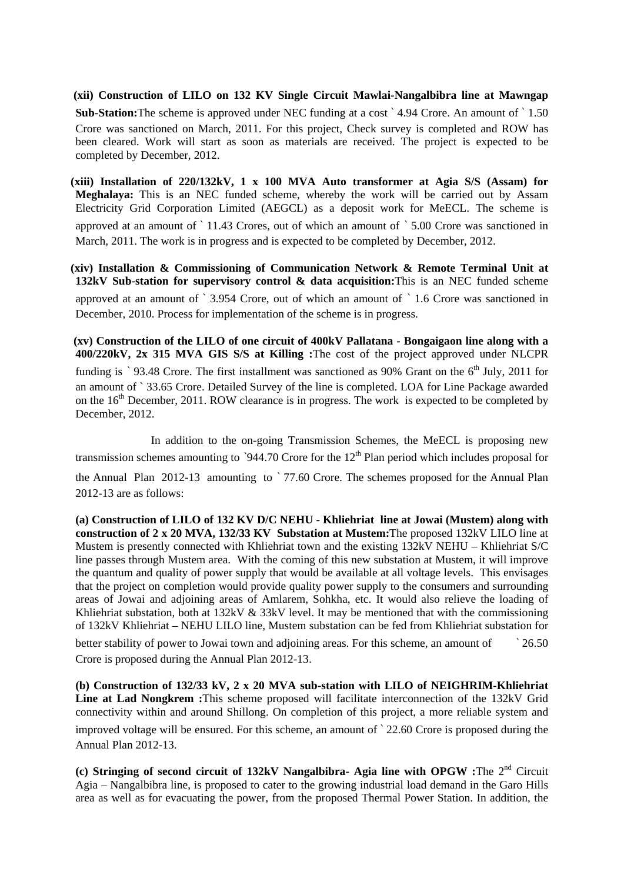**(xii) Construction of LILO on 132 KV Single Circuit Mawlai-Nangalbibra line at Mawngap Sub-Station:** The scheme is approved under NEC funding at a cost ` 4.94 Crore. An amount of ` 1.50 Crore was sanctioned on March, 2011. For this project, Check survey is completed and ROW has been cleared. Work will start as soon as materials are received. The project is expected to be completed by December, 2012.

**(xiii) Installation of 220/132kV, 1 x 100 MVA Auto transformer at Agia S/S (Assam) for Meghalaya:** This is an NEC funded scheme, whereby the work will be carried out by Assam Electricity Grid Corporation Limited (AEGCL) as a deposit work for MeECL. The scheme is approved at an amount of ` 11.43 Crores, out of which an amount of ` 5.00 Crore was sanctioned in March, 2011. The work is in progress and is expected to be completed by December, 2012.

**(xiv) Installation & Commissioning of Communication Network & Remote Terminal Unit at 132kV Sub-station for supervisory control & data acquisition:** This is an NEC funded scheme approved at an amount of ` 3.954 Crore, out of which an amount of ` 1.6 Crore was sanctioned in December, 2010. Process for implementation of the scheme is in progress.

**(xv) Construction of the LILO of one circuit of 400kV Pallatana - Bongaigaon line along with a 400/220kV, 2x 315 MVA GIS S/S at Killing :** The cost of the project approved under NLCPR funding is ` 93.48 Crore. The first installment was sanctioned as 90% Grant on the 6th July, 2011 for an amount of ` 33.65 Crore. Detailed Survey of the line is completed. LOA for Line Package awarded on the 16th December, 2011. ROW clearance is in progress. The work is expected to be completed by December, 2012.

In addition to the on-going Transmission Schemes, the MeECL is proposing new transmission schemes amounting to `944.70 Crore for the 12th Plan period which includes proposal for the Annual Plan 2012-13 amounting to ` 77.60 Crore. The schemes proposed for the Annual Plan 2012-13 are as follows:

**(a) Construction of LILO of 132 KV D/C NEHU - Khliehriat line at Jowai (Mustem) along with construction of 2 x 20 MVA, 132/33 KV Substation at Mustem:** The proposed 132kV LILO line at Mustem is presently connected with Khliehriat town and the existing 132kV NEHU – Khliehriat S/C line passes through Mustem area. With the coming of this new substation at Mustem, it will improve the quantum and quality of power supply that would be available at all voltage levels. This envisages that the project on completion would provide quality power supply to the consumers and surrounding areas of Jowai and adjoining areas of Amlarem, Sohkha, etc. It would also relieve the loading of Khliehriat substation, both at 132kV & 33kV level. It may be mentioned that with the commissioning of 132kV Khliehriat – NEHU LILO line, Mustem substation can be fed from Khliehriat substation for better stability of power to Jowai town and adjoining areas. For this scheme, an amount of ` 26.50 Crore is proposed during the Annual Plan 2012-13.

**(b) Construction of 132/33 kV, 2 x 20 MVA sub-station with LILO of NEIGHRIM-Khliehriat Line at Lad Nongkrem :** This scheme proposed will facilitate interconnection of the 132kV Grid connectivity within and around Shillong. On completion of this project, a more reliable system and improved voltage will be ensured. For this scheme, an amount of ` 22.60 Crore is proposed during the Annual Plan 2012-13.

**(c) Stringing of second circuit of 132kV Nangalbibra- Agia line with OPGW :** The 2nd Circuit Agia – Nangalbibra line, is proposed to cater to the growing industrial load demand in the Garo Hills area as well as for evacuating the power, from the proposed Thermal Power Station. In addition, the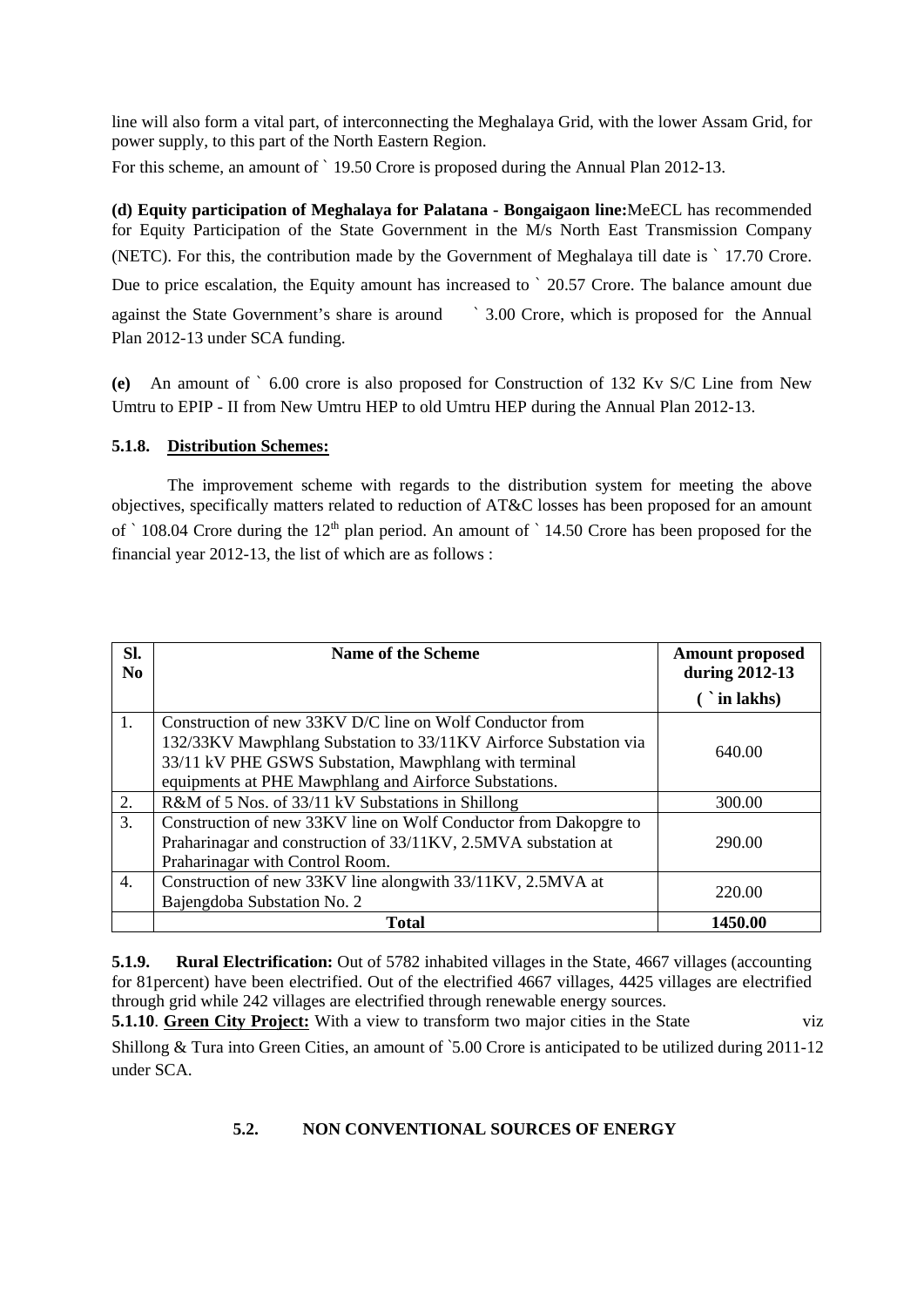line will also form a vital part, of interconnecting the Meghalaya Grid, with the lower Assam Grid, for power supply, to this part of the North Eastern Region.

For this scheme, an amount of ` 19.50 Crore is proposed during the Annual Plan 2012-13.

**(d) Equity participation of Meghalaya for Palatana - Bongaigaon line:** MeECL has recommended for Equity Participation of the State Government in the M/s North East Transmission Company (NETC). For this, the contribution made by the Government of Meghalaya till date is ` 17.70 Crore. Due to price escalation, the Equity amount has increased to ` 20.57 Crore. The balance amount due against the State Government's share is around ` 3.00 Crore, which is proposed for the Annual Plan 2012-13 under SCA funding.

**(e)** An amount of ` 6.00 crore is also proposed for Construction of 132 Kv S/C Line from New Umtru to EPIP - II from New Umtru HEP to old Umtru HEP during the Annual Plan 2012-13.

**5.1.8. <u>Distribution Schemes:</u>**

The improvement scheme with regards to the distribution system for meeting the above objectives, specifically matters related to reduction of AT&C losses has been proposed for an amount of ` 108.04 Crore during the 12th plan period. An amount of ` 14.50 Crore has been proposed for the financial year 2012-13, the list of which are as follows :

| Sl. No | Name of the Scheme | Amount proposed during 2012-13 ( ` in lakhs) |
|---|---|---|
| 1. | Construction of new 33KV D/C line on Wolf Conductor from 132/33KV Mawphlang Substation to 33/11KV Airforce Substation via 33/11 kV PHE GSWS Substation, Mawphlang with terminal equipments at PHE Mawphlang and Airforce Substations. | 640.00 |
| 2. | R&M of 5 Nos. of 33/11 kV Substations in Shillong | 300.00 |
| 3. | Construction of new 33KV line on Wolf Conductor from Dakopgre to Praharinagar and construction of 33/11KV, 2.5MVA substation at Praharinagar with Control Room. | 290.00 |
| 4. | Construction of new 33KV line alongwith 33/11KV, 2.5MVA at Bajengdoba Substation No. 2 | 220.00 |
| | **Total** | **1450.00** |

**5.1.9. Rural Electrification:** Out of 5782 inhabited villages in the State, 4667 villages (accounting for 81percent) have been electrified. Out of the electrified 4667 villages, 4425 villages are electrified through grid while 242 villages are electrified through renewable energy sources.

**5.1.10**. **<u>Green City Project:</u>** With a view to transform two major cities in the State viz Shillong & Tura into Green Cities, an amount of `5.00 Crore is anticipated to be utilized during 2011-12 under SCA.

## 5.2. NON CONVENTIONAL SOURCES OF ENERGY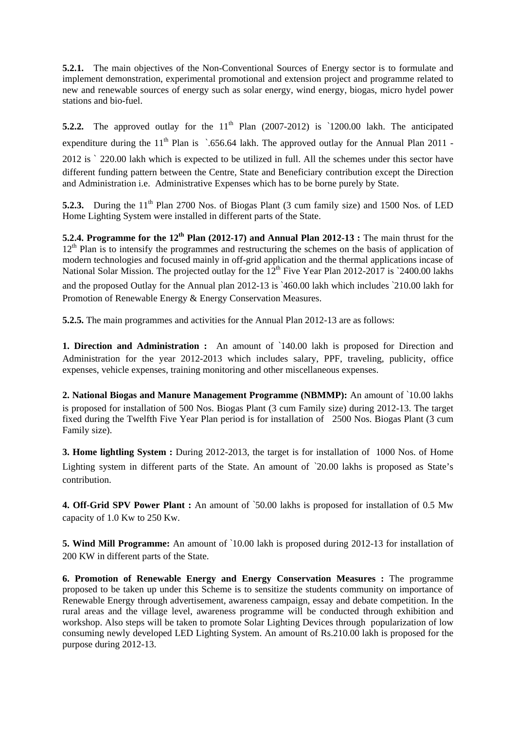**5.2.1.** The main objectives of the Non-Conventional Sources of Energy sector is to formulate and implement demonstration, experimental promotional and extension project and programme related to new and renewable sources of energy such as solar energy, wind energy, biogas, micro hydel power stations and bio-fuel.

**5.2.2.** The approved outlay for the 11th Plan (2007-2012) is `1200.00 lakh. The anticipated expenditure during the 11th Plan is `.656.64 lakh. The approved outlay for the Annual Plan 2011 - 2012 is ` 220.00 lakh which is expected to be utilized in full. All the schemes under this sector have different funding pattern between the Centre, State and Beneficiary contribution except the Direction and Administration i.e. Administrative Expenses which has to be borne purely by State.

**5.2.3.** During the 11th Plan 2700 Nos. of Biogas Plant (3 cum family size) and 1500 Nos. of LED Home Lighting System were installed in different parts of the State.

**5.2.4. Programme for the 12th Plan (2012-17) and Annual Plan 2012-13 :** The main thrust for the 12th Plan is to intensify the programmes and restructuring the schemes on the basis of application of modern technologies and focused mainly in off-grid application and the thermal applications incase of National Solar Mission. The projected outlay for the 12th Five Year Plan 2012-2017 is `2400.00 lakhs and the proposed Outlay for the Annual plan 2012-13 is `460.00 lakh which includes `210.00 lakh for Promotion of Renewable Energy & Energy Conservation Measures.

**5.2.5.** The main programmes and activities for the Annual Plan 2012-13 are as follows:

**1. Direction and Administration :** An amount of `140.00 lakh is proposed for Direction and Administration for the year 2012-2013 which includes salary, PPF, traveling, publicity, office expenses, vehicle expenses, training monitoring and other miscellaneous expenses.

**2. National Biogas and Manure Management Programme (NBMMP):** An amount of `10.00 lakhs is proposed for installation of 500 Nos. Biogas Plant (3 cum Family size) during 2012-13. The target fixed during the Twelfth Five Year Plan period is for installation of 2500 Nos. Biogas Plant (3 cum Family size).

**3. Home lightling System :** During 2012-2013, the target is for installation of 1000 Nos. of Home Lighting system in different parts of the State. An amount of `20.00 lakhs is proposed as State's contribution.

**4. Off-Grid SPV Power Plant :** An amount of `50.00 lakhs is proposed for installation of 0.5 Mw capacity of 1.0 Kw to 250 Kw.

**5. Wind Mill Programme:** An amount of `10.00 lakh is proposed during 2012-13 for installation of 200 KW in different parts of the State.

**6. Promotion of Renewable Energy and Energy Conservation Measures :** The programme proposed to be taken up under this Scheme is to sensitize the students community on importance of Renewable Energy through advertisement, awareness campaign, essay and debate competition. In the rural areas and the village level, awareness programme will be conducted through exhibition and workshop. Also steps will be taken to promote Solar Lighting Devices through popularization of low consuming newly developed LED Lighting System. An amount of Rs.210.00 lakh is proposed for the purpose during 2012-13.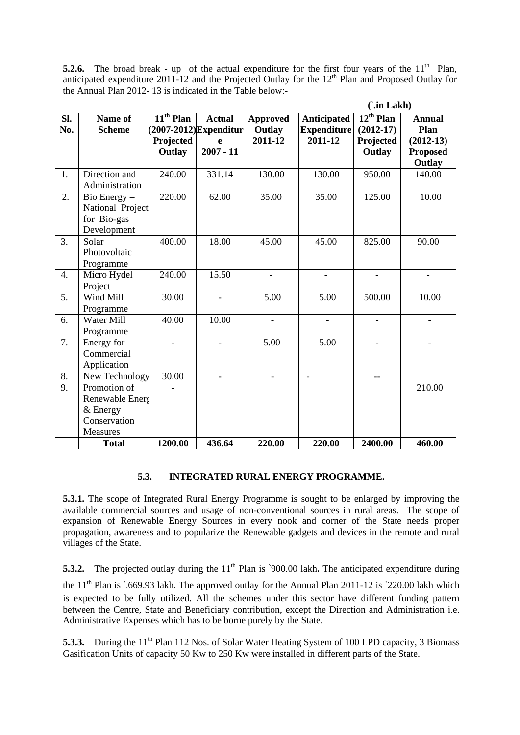**5.2.6.** The broad break - up of the actual expenditure for the first four years of the 11th Plan, anticipated expenditure 2011-12 and the Projected Outlay for the 12th Plan and Proposed Outlay for the Annual Plan 2012- 13 is indicated in the Table below:-

(`.in Lakh)

| Sl. No. | Name of Scheme | 11th Plan (2007-2012) Projected Outlay | Actual Expenditure 2007 - 11 | Approved Outlay 2011-12 | Anticipated Expenditure 2011-12 | 12th Plan (2012-17) Projected Outlay | Annual Plan (2012-13) Proposed Outlay |
|---|---|---|---|---|---|---|---|
| 1. | Direction and Administration | 240.00 | 331.14 | 130.00 | 130.00 | 950.00 | 140.00 |
| 2. | Bio Energy – National Project for Bio-gas Development | 220.00 | 62.00 | 35.00 | 35.00 | 125.00 | 10.00 |
| 3. | Solar Photovoltaic Programme | 400.00 | 18.00 | 45.00 | 45.00 | 825.00 | 90.00 |
| 4. | Micro Hydel Project | 240.00 | 15.50 | - | - | - | - |
| 5. | Wind Mill Programme | 30.00 | - | 5.00 | 5.00 | 500.00 | 10.00 |
| 6. | Water Mill Programme | 40.00 | 10.00 | - | - | - | - |
| 7. | Energy for Commercial Application | - | - | 5.00 | 5.00 | - | - |
| 8. | New Technology | 30.00 | - | - | - | -- | |
| 9. | Promotion of Renewable Energy & Energy Conservation Measures | - | | | | | 210.00 |
| | **Total** | **1200.00** | **436.64** | **220.00** | **220.00** | **2400.00** | **460.00** |

## 5.3. INTEGRATED RURAL ENERGY PROGRAMME.

**5.3.1.** The scope of Integrated Rural Energy Programme is sought to be enlarged by improving the available commercial sources and usage of non-conventional sources in rural areas. The scope of expansion of Renewable Energy Sources in every nook and corner of the State needs proper propagation, awareness and to popularize the Renewable gadgets and devices in the remote and rural villages of the State.

**5.3.2.** The projected outlay during the 11th Plan is `900.00 lakh**.** The anticipated expenditure during the 11th Plan is `.669.93 lakh. The approved outlay for the Annual Plan 2011-12 is `220.00 lakh which is expected to be fully utilized. All the schemes under this sector have different funding pattern between the Centre, State and Beneficiary contribution, except the Direction and Administration i.e. Administrative Expenses which has to be borne purely by the State.

**5.3.3.** During the 11th Plan 112 Nos. of Solar Water Heating System of 100 LPD capacity, 3 Biomass Gasification Units of capacity 50 Kw to 250 Kw were installed in different parts of the State.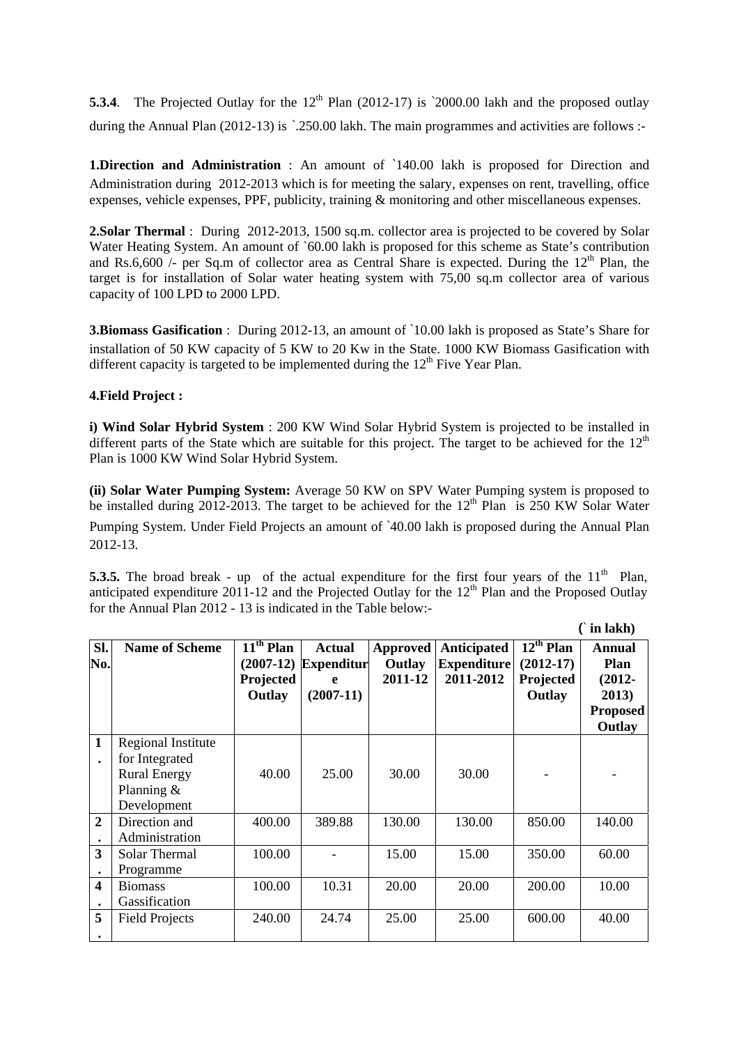**5.3.4**. The Projected Outlay for the 12th Plan (2012-17) is `2000.00 lakh and the proposed outlay during the Annual Plan (2012-13) is `.250.00 lakh. The main programmes and activities are follows :-

**1.Direction and Administration** : An amount of `140.00 lakh is proposed for Direction and Administration during 2012-2013 which is for meeting the salary, expenses on rent, travelling, office expenses, vehicle expenses, PPF, publicity, training & monitoring and other miscellaneous expenses.

**2.Solar Thermal** : During 2012-2013, 1500 sq.m. collector area is projected to be covered by Solar Water Heating System. An amount of `60.00 lakh is proposed for this scheme as State's contribution and Rs.6,600 /- per Sq.m of collector area as Central Share is expected. During the 12th Plan, the target is for installation of Solar water heating system with 75,00 sq.m collector area of various capacity of 100 LPD to 2000 LPD.

**3.Biomass Gasification** : During 2012-13, an amount of `10.00 lakh is proposed as State's Share for installation of 50 KW capacity of 5 KW to 20 Kw in the State. 1000 KW Biomass Gasification with different capacity is targeted to be implemented during the 12th Five Year Plan.

**4.Field Project :**

**i) Wind Solar Hybrid System** : 200 KW Wind Solar Hybrid System is projected to be installed in different parts of the State which are suitable for this project. The target to be achieved for the 12th Plan is 1000 KW Wind Solar Hybrid System.

**(ii) Solar Water Pumping System:** Average 50 KW on SPV Water Pumping system is proposed to be installed during 2012-2013. The target to be achieved for the 12th Plan is 250 KW Solar Water Pumping System. Under Field Projects an amount of `40.00 lakh is proposed during the Annual Plan 2012-13.

**5.3.5.** The broad break - up of the actual expenditure for the first four years of the 11th Plan, anticipated expenditure 2011-12 and the Projected Outlay for the 12th Plan and the Proposed Outlay for the Annual Plan 2012 - 13 is indicated in the Table below:-

**(` in lakh)**

| Sl. No. | Name of Scheme | 11th Plan (2007-12) Projected Outlay | Actual Expenditure (2007-11) | Approved Outlay 2011-12 | Anticipated Expenditure 2011-2012 | 12th Plan (2012-17) Projected Outlay | Annual Plan (2012-2013) Proposed Outlay |
|---|---|---|---|---|---|---|---|
| 1. | Regional Institute for Integrated Rural Energy Planning & Development | 40.00 | 25.00 | 30.00 | 30.00 | - | - |
| 2. | Direction and Administration | 400.00 | 389.88 | 130.00 | 130.00 | 850.00 | 140.00 |
| 3. | Solar Thermal Programme | 100.00 | - | 15.00 | 15.00 | 350.00 | 60.00 |
| 4. | Biomass Gassification | 100.00 | 10.31 | 20.00 | 20.00 | 200.00 | 10.00 |
| 5. | Field Projects | 240.00 | 24.74 | 25.00 | 25.00 | 600.00 | 40.00 |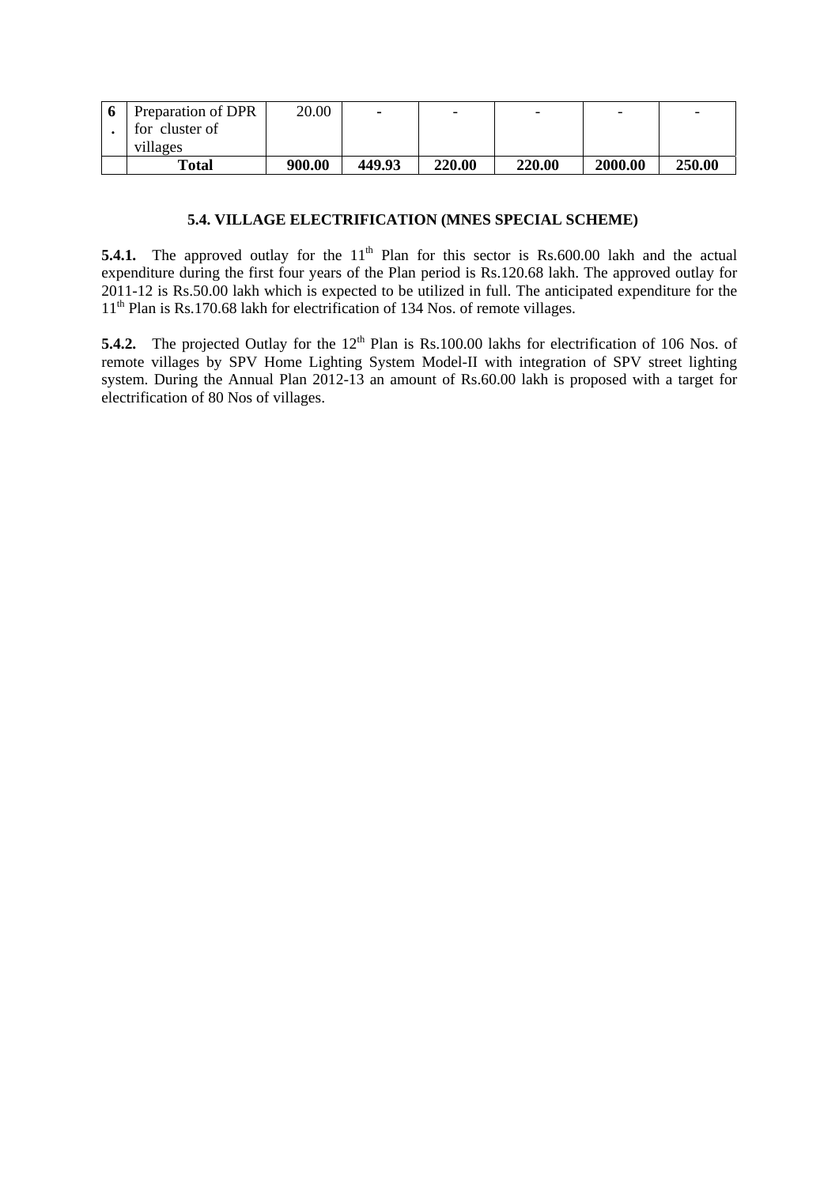| | | | | | | | |
|---|---|---|---|---|---|---|---|
| 6. | Preparation of DPR for cluster of villages | 20.00 | - | - | - | - | - |
| | **Total** | **900.00** | **449.93** | **220.00** | **220.00** | **2000.00** | **250.00** |

### 5.4. VILLAGE ELECTRIFICATION (MNES SPECIAL SCHEME)

**5.4.1.** The approved outlay for the 11th Plan for this sector is Rs.600.00 lakh and the actual expenditure during the first four years of the Plan period is Rs.120.68 lakh. The approved outlay for 2011-12 is Rs.50.00 lakh which is expected to be utilized in full. The anticipated expenditure for the 11th Plan is Rs.170.68 lakh for electrification of 134 Nos. of remote villages.

**5.4.2.** The projected Outlay for the 12th Plan is Rs.100.00 lakhs for electrification of 106 Nos. of remote villages by SPV Home Lighting System Model-II with integration of SPV street lighting system. During the Annual Plan 2012-13 an amount of Rs.60.00 lakh is proposed with a target for electrification of 80 Nos of villages.